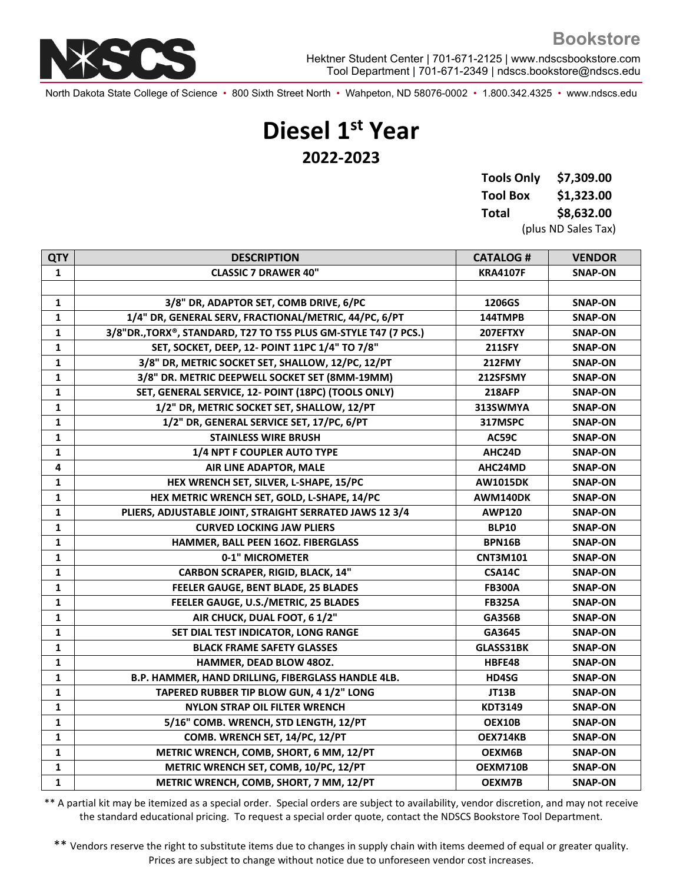**Bookstore**

Hektner Student Center | 701-671-2125 | www.ndscsbookstore.com
Tool Department | 701-671-2349 | ndscs.bookstore@ndscs.edu

North Dakota State College of Science • 800 Sixth Street North • Wahpeton, ND 58076-0002 • 1.800.342.4325 • www.ndscs.edu

# Diesel 1st Year

## 2022-2023

| | |
|---|---|
| **Tools Only** | **$7,309.00** |
| **Tool Box** | **$1,323.00** |
| **Total** | **$8,632.00** |

(plus ND Sales Tax)

| QTY | DESCRIPTION | CATALOG # | VENDOR |
|---|---|---|---|
| 1 | CLASSIC 7 DRAWER 40" | KRA4107F | SNAP-ON |
| | | | |
| 1 | 3/8" DR, ADAPTOR SET, COMB DRIVE, 6/PC | 1206GS | SNAP-ON |
| 1 | 1/4" DR, GENERAL SERV, FRACTIONAL/METRIC, 44/PC, 6/PT | 144TMPB | SNAP-ON |
| 1 | 3/8"DR.,TORX®, STANDARD, T27 TO T55 PLUS GM-STYLE T47 (7 PCS.) | 207EFTXY | SNAP-ON |
| 1 | SET, SOCKET, DEEP, 12- POINT 11PC 1/4" TO 7/8" | 211SFY | SNAP-ON |
| 1 | 3/8" DR, METRIC SOCKET SET, SHALLOW, 12/PC, 12/PT | 212FMY | SNAP-ON |
| 1 | 3/8" DR. METRIC DEEPWELL SOCKET SET (8MM-19MM) | 212SFSMY | SNAP-ON |
| 1 | SET, GENERAL SERVICE, 12- POINT (18PC) (TOOLS ONLY) | 218AFP | SNAP-ON |
| 1 | 1/2" DR, METRIC SOCKET SET, SHALLOW, 12/PT | 313SWMYA | SNAP-ON |
| 1 | 1/2" DR, GENERAL SERVICE SET, 17/PC, 6/PT | 317MSPC | SNAP-ON |
| 1 | STAINLESS WIRE BRUSH | AC59C | SNAP-ON |
| 1 | 1/4 NPT F COUPLER AUTO TYPE | AHC24D | SNAP-ON |
| 4 | AIR LINE ADAPTOR, MALE | AHC24MD | SNAP-ON |
| 1 | HEX WRENCH SET, SILVER, L-SHAPE, 15/PC | AW1015DK | SNAP-ON |
| 1 | HEX METRIC WRENCH SET, GOLD, L-SHAPE, 14/PC | AWM140DK | SNAP-ON |
| 1 | PLIERS, ADJUSTABLE JOINT, STRAIGHT SERRATED JAWS 12 3/4 | AWP120 | SNAP-ON |
| 1 | CURVED LOCKING JAW PLIERS | BLP10 | SNAP-ON |
| 1 | HAMMER, BALL PEEN 16OZ. FIBERGLASS | BPN16B | SNAP-ON |
| 1 | 0-1" MICROMETER | CNT3M101 | SNAP-ON |
| 1 | CARBON SCRAPER, RIGID, BLACK, 14" | CSA14C | SNAP-ON |
| 1 | FEELER GAUGE, BENT BLADE, 25 BLADES | FB300A | SNAP-ON |
| 1 | FEELER GAUGE, U.S./METRIC, 25 BLADES | FB325A | SNAP-ON |
| 1 | AIR CHUCK, DUAL FOOT, 6 1/2" | GA356B | SNAP-ON |
| 1 | SET DIAL TEST INDICATOR, LONG RANGE | GA3645 | SNAP-ON |
| 1 | BLACK FRAME SAFETY GLASSES | GLASS31BK | SNAP-ON |
| 1 | HAMMER, DEAD BLOW 48OZ. | HBFE48 | SNAP-ON |
| 1 | B.P. HAMMER, HAND DRILLING, FIBERGLASS HANDLE 4LB. | HD4SG | SNAP-ON |
| 1 | TAPERED RUBBER TIP BLOW GUN, 4 1/2" LONG | JT13B | SNAP-ON |
| 1 | NYLON STRAP OIL FILTER WRENCH | KDT3149 | SNAP-ON |
| 1 | 5/16" COMB. WRENCH, STD LENGTH, 12/PT | OEX10B | SNAP-ON |
| 1 | COMB. WRENCH SET, 14/PC, 12/PT | OEX714KB | SNAP-ON |
| 1 | METRIC WRENCH, COMB, SHORT, 6 MM, 12/PT | OEXM6B | SNAP-ON |
| 1 | METRIC WRENCH SET, COMB, 10/PC, 12/PT | OEXM710B | SNAP-ON |
| 1 | METRIC WRENCH, COMB, SHORT, 7 MM, 12/PT | OEXM7B | SNAP-ON |

** A partial kit may be itemized as a special order. Special orders are subject to availability, vendor discretion, and may not receive the standard educational pricing. To request a special order quote, contact the NDSCS Bookstore Tool Department.

** Vendors reserve the right to substitute items due to changes in supply chain with items deemed of equal or greater quality. Prices are subject to change without notice due to unforeseen vendor cost increases.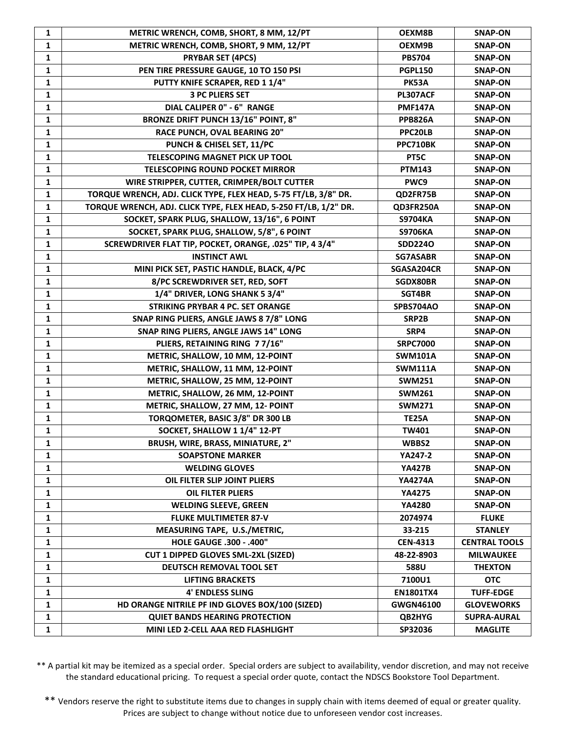| | | | |
|---|---|---|---|
| 1 | METRIC WRENCH, COMB, SHORT, 8 MM, 12/PT | OEXM8B | SNAP-ON |
| 1 | METRIC WRENCH, COMB, SHORT, 9 MM, 12/PT | OEXM9B | SNAP-ON |
| 1 | PRYBAR SET (4PCS) | PBS704 | SNAP-ON |
| 1 | PEN TIRE PRESSURE GAUGE, 10 TO 150 PSI | PGPL150 | SNAP-ON |
| 1 | PUTTY KNIFE SCRAPER, RED 1 1/4" | PK53A | SNAP-ON |
| 1 | 3 PC PLIERS SET | PL307ACF | SNAP-ON |
| 1 | DIAL CALIPER 0" - 6" RANGE | PMF147A | SNAP-ON |
| 1 | BRONZE DRIFT PUNCH 13/16" POINT, 8" | PPB826A | SNAP-ON |
| 1 | RACE PUNCH, OVAL BEARING 20" | PPC20LB | SNAP-ON |
| 1 | PUNCH & CHISEL SET, 11/PC | PPC710BK | SNAP-ON |
| 1 | TELESCOPING MAGNET PICK UP TOOL | PT5C | SNAP-ON |
| 1 | TELESCOPING ROUND POCKET MIRROR | PTM143 | SNAP-ON |
| 1 | WIRE STRIPPER, CUTTER, CRIMPER/BOLT CUTTER | PWC9 | SNAP-ON |
| 1 | TORQUE WRENCH, ADJ. CLICK TYPE, FLEX HEAD, 5-75 FT/LB, 3/8" DR. | QD2FR75B | SNAP-ON |
| 1 | TORQUE WRENCH, ADJ. CLICK TYPE, FLEX HEAD, 5-250 FT/LB, 1/2" DR. | QD3FR250A | SNAP-ON |
| 1 | SOCKET, SPARK PLUG, SHALLOW, 13/16", 6 POINT | S9704KA | SNAP-ON |
| 1 | SOCKET, SPARK PLUG, SHALLOW, 5/8", 6 POINT | S9706KA | SNAP-ON |
| 1 | SCREWDRIVER FLAT TIP, POCKET, ORANGE, .025" TIP, 4 3/4" | SDD224O | SNAP-ON |
| 1 | INSTINCT AWL | SG7ASABR | SNAP-ON |
| 1 | MINI PICK SET, PASTIC HANDLE, BLACK, 4/PC | SGASA204CR | SNAP-ON |
| 1 | 8/PC SCREWDRIVER SET, RED, SOFT | SGDX80BR | SNAP-ON |
| 1 | 1/4" DRIVER, LONG SHANK 5 3/4" | SGT4BR | SNAP-ON |
| 1 | STRIKING PRYBAR 4 PC. SET ORANGE | SPBS704AO | SNAP-ON |
| 1 | SNAP RING PLIERS, ANGLE JAWS 8 7/8" LONG | SRP2B | SNAP-ON |
| 1 | SNAP RING PLIERS, ANGLE JAWS 14" LONG | SRP4 | SNAP-ON |
| 1 | PLIERS, RETAINING RING 7 7/16" | SRPC7000 | SNAP-ON |
| 1 | METRIC, SHALLOW, 10 MM, 12-POINT | SWM101A | SNAP-ON |
| 1 | METRIC, SHALLOW, 11 MM, 12-POINT | SWM111A | SNAP-ON |
| 1 | METRIC, SHALLOW, 25 MM, 12-POINT | SWM251 | SNAP-ON |
| 1 | METRIC, SHALLOW, 26 MM, 12-POINT | SWM261 | SNAP-ON |
| 1 | METRIC, SHALLOW, 27 MM, 12- POINT | SWM271 | SNAP-ON |
| 1 | TORQOMETER, BASIC 3/8" DR 300 LB | TE25A | SNAP-ON |
| 1 | SOCKET, SHALLOW 1 1/4" 12-PT | TW401 | SNAP-ON |
| 1 | BRUSH, WIRE, BRASS, MINIATURE, 2" | WBBS2 | SNAP-ON |
| 1 | SOAPSTONE MARKER | YA247-2 | SNAP-ON |
| 1 | WELDING GLOVES | YA427B | SNAP-ON |
| 1 | OIL FILTER SLIP JOINT PLIERS | YA4274A | SNAP-ON |
| 1 | OIL FILTER PLIERS | YA4275 | SNAP-ON |
| 1 | WELDING SLEEVE, GREEN | YA4280 | SNAP-ON |
| 1 | FLUKE MULTIMETER 87-V | 2074974 | FLUKE |
| 1 | MEASURING TAPE, U.S./METRIC, | 33-215 | STANLEY |
| 1 | HOLE GAUGE .300 - .400" | CEN-4313 | CENTRAL TOOLS |
| 1 | CUT 1 DIPPED GLOVES SML-2XL (SIZED) | 48-22-8903 | MILWAUKEE |
| 1 | DEUTSCH REMOVAL TOOL SET | 588U | THEXTON |
| 1 | LIFTING BRACKETS | 7100U1 | OTC |
| 1 | 4' ENDLESS SLING | EN1801TX4 | TUFF-EDGE |
| 1 | HD ORANGE NITRILE PF IND GLOVES BOX/100 (SIZED) | GWGN46100 | GLOVEWORKS |
| 1 | QUIET BANDS HEARING PROTECTION | QB2HYG | SUPRA-AURAL |
| 1 | MINI LED 2-CELL AAA RED FLASHLIGHT | SP32036 | MAGLITE |

** A partial kit may be itemized as a special order. Special orders are subject to availability, vendor discretion, and may not receive the standard educational pricing. To request a special order quote, contact the NDSCS Bookstore Tool Department.

** Vendors reserve the right to substitute items due to changes in supply chain with items deemed of equal or greater quality. Prices are subject to change without notice due to unforeseen vendor cost increases.